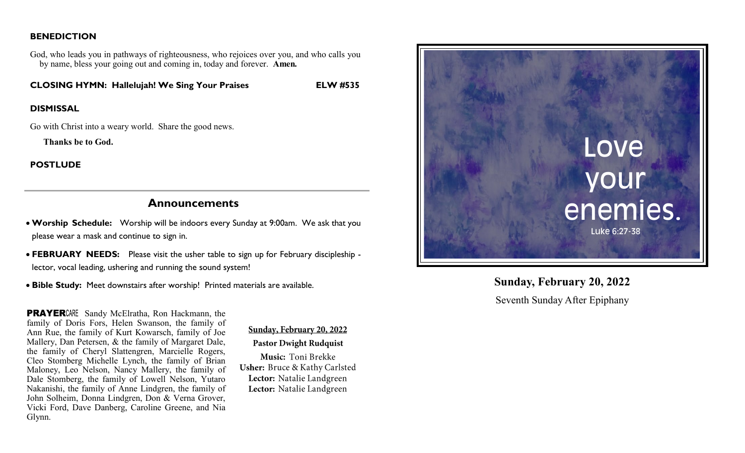**BENEDICTION**

God, who leads you in pathways of righteousness, who rejoices over you, and who calls you by name, bless your going out and coming in, today and forever. **Amen.**

**CLOSING HYMN: Hallelujah! We Sing Your Praises** **ELW #535**

**DISMISSAL**

Go with Christ into a weary world. Share the good news.

**Thanks be to God.**

**POSTLUDE**

---

## Announcements

- **Worship Schedule:** Worship will be indoors every Sunday at 9:00am. We ask that you please wear a mask and continue to sign in.
- **FEBRUARY NEEDS:** Please visit the usher table to sign up for February discipleship - lector, vocal leading, ushering and running the sound system!
- **Bible Study:** Meet downstairs after worship! Printed materials are available.

**PRAYER**CARE Sandy McElratha, Ron Hackmann, the family of Doris Fors, Helen Swanson, the family of Ann Rue, the family of Kurt Kowarsch, family of Joe Mallery, Dan Petersen, & the family of Margaret Dale, the family of Cheryl Slattengren, Marcielle Rogers, Cleo Stomberg Michelle Lynch, the family of Brian Maloney, Leo Nelson, Nancy Mallery, the family of Dale Stomberg, the family of Lowell Nelson, Yutaro Nakanishi, the family of Anne Lindgren, the family of John Solheim, Donna Lindgren, Don & Verna Grover, Vicki Ford, Dave Danberg, Caroline Greene, and Nia Glynn.

**Sunday, February 20, 2022**

**Pastor Dwight Rudquist**

**Music:** Toni Brekke

**Usher:** Bruce & Kathy Carlsted

**Lector:** Natalie Landgreen

**Lector:** Natalie Landgreen

Love your enemies.

Luke 6:27-38

**Sunday, February 20, 2022**

Seventh Sunday After Epiphany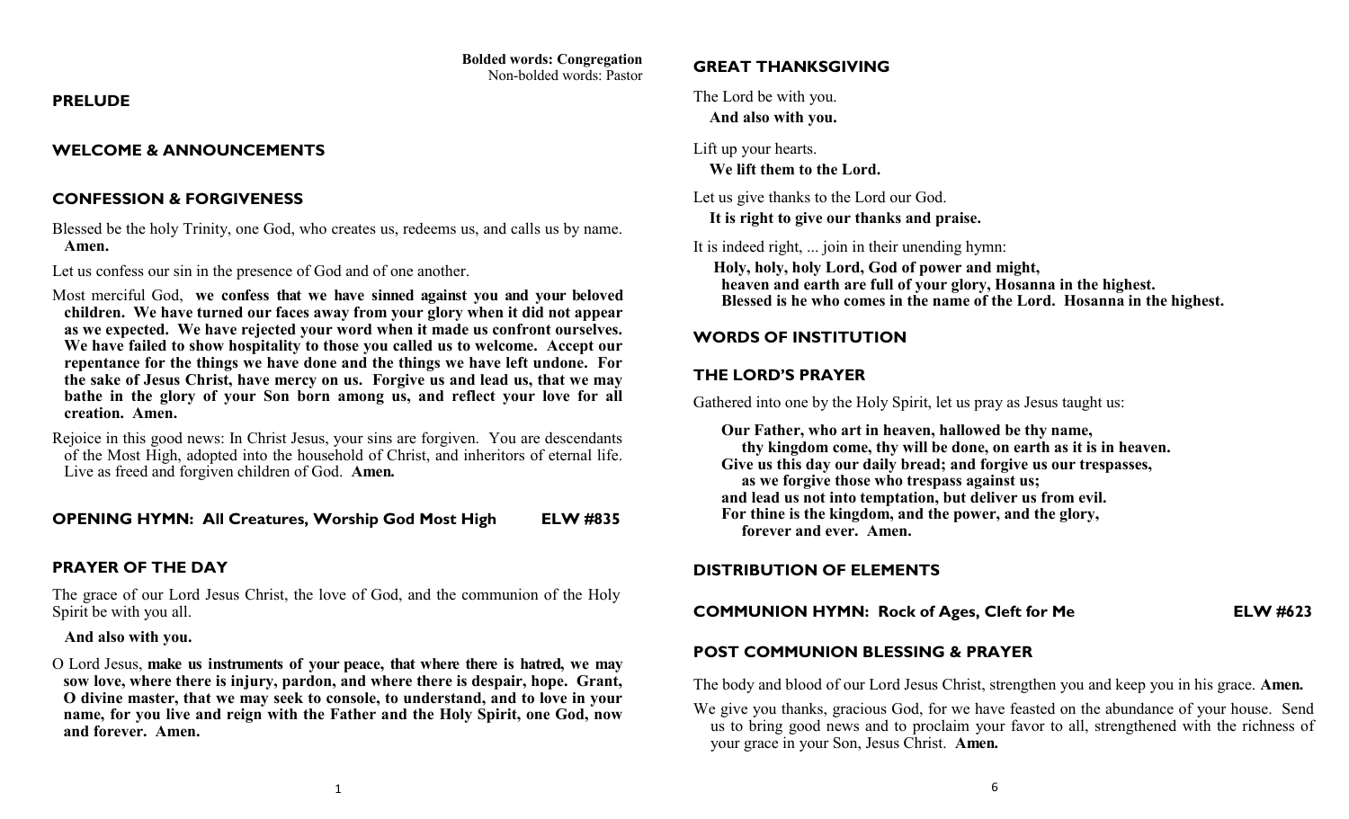**Bolded words: Congregation**
Non-bolded words: Pastor

## PRELUDE

## WELCOME & ANNOUNCEMENTS

## CONFESSION & FORGIVENESS

Blessed be the holy Trinity, one God, who creates us, redeems us, and calls us by name. **Amen.**

Let us confess our sin in the presence of God and of one another.

Most merciful God, **we confess that we have sinned against you and your beloved children. We have turned our faces away from your glory when it did not appear as we expected. We have rejected your word when it made us confront ourselves. We have failed to show hospitality to those you called us to welcome. Accept our repentance for the things we have done and the things we have left undone. For the sake of Jesus Christ, have mercy on us. Forgive us and lead us, that we may bathe in the glory of your Son born among us, and reflect your love for all creation. Amen.**

Rejoice in this good news: In Christ Jesus, your sins are forgiven. You are descendants of the Most High, adopted into the household of Christ, and inheritors of eternal life. Live as freed and forgiven children of God. **Amen.**

## OPENING HYMN: All Creatures, Worship God Most High — ELW #835

## PRAYER OF THE DAY

The grace of our Lord Jesus Christ, the love of God, and the communion of the Holy Spirit be with you all.

**And also with you.**

O Lord Jesus, **make us instruments of your peace, that where there is hatred, we may sow love, where there is injury, pardon, and where there is despair, hope. Grant, O divine master, that we may seek to console, to understand, and to love in your name, for you live and reign with the Father and the Holy Spirit, one God, now and forever. Amen.**

## GREAT THANKSGIVING

The Lord be with you.
**And also with you.**

Lift up your hearts.
**We lift them to the Lord.**

Let us give thanks to the Lord our God.
**It is right to give our thanks and praise.**

It is indeed right, ... join in their unending hymn:

**Holy, holy, holy Lord, God of power and might,
heaven and earth are full of your glory, Hosanna in the highest.
Blessed is he who comes in the name of the Lord. Hosanna in the highest.**

## WORDS OF INSTITUTION

## THE LORD'S PRAYER

Gathered into one by the Holy Spirit, let us pray as Jesus taught us:

**Our Father, who art in heaven, hallowed be thy name,
thy kingdom come, thy will be done, on earth as it is in heaven.
Give us this day our daily bread; and forgive us our trespasses,
as we forgive those who trespass against us;
and lead us not into temptation, but deliver us from evil.
For thine is the kingdom, and the power, and the glory,
forever and ever. Amen.**

## DISTRIBUTION OF ELEMENTS

## COMMUNION HYMN: Rock of Ages, Cleft for Me — ELW #623

## POST COMMUNION BLESSING & PRAYER

The body and blood of our Lord Jesus Christ, strengthen you and keep you in his grace. **Amen.**

We give you thanks, gracious God, for we have feasted on the abundance of your house. Send us to bring good news and to proclaim your favor to all, strengthened with the richness of your grace in your Son, Jesus Christ. **Amen.**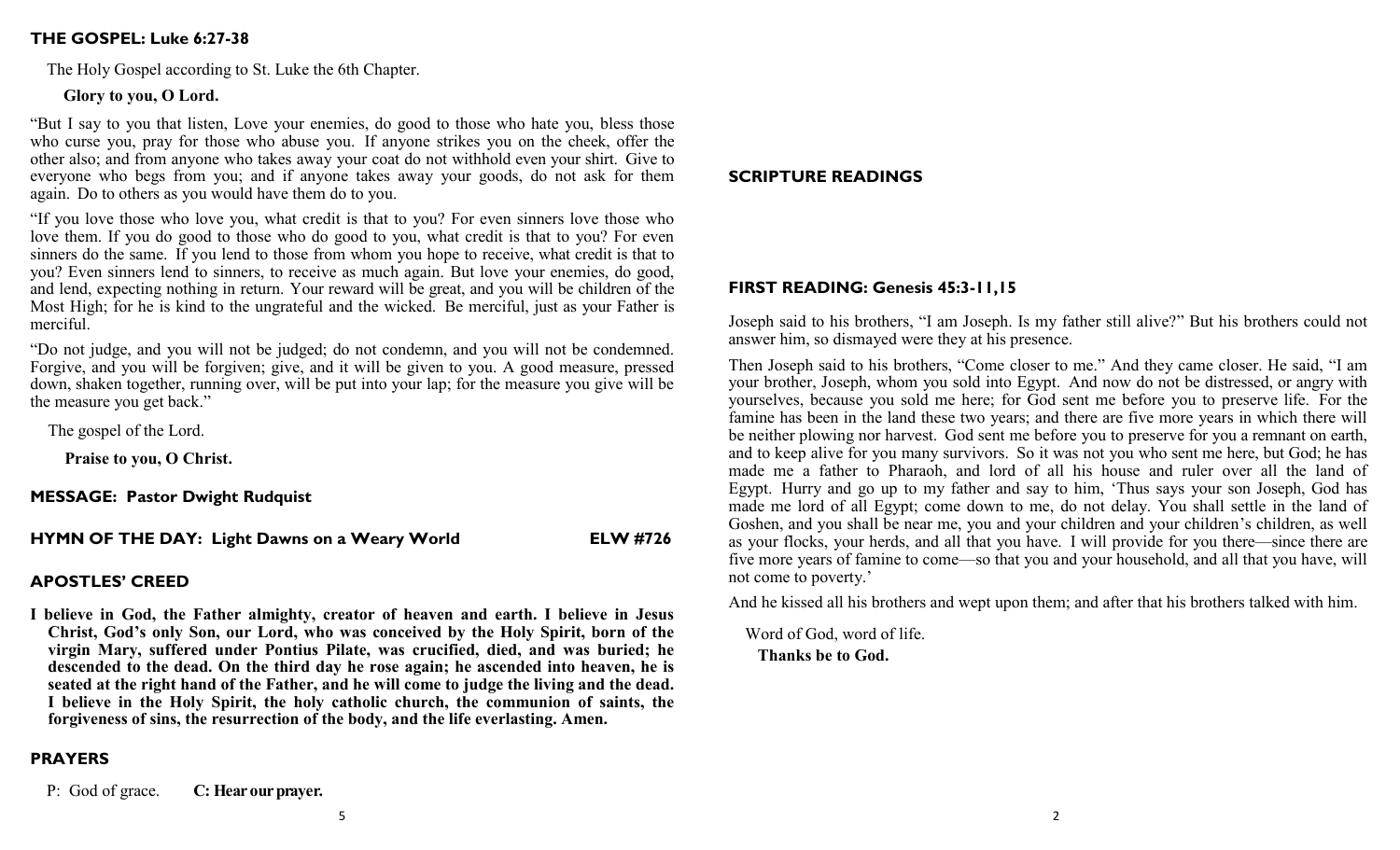## THE GOSPEL: Luke 6:27-38

The Holy Gospel according to St. Luke the 6th Chapter.

**Glory to you, O Lord.**

"But I say to you that listen, Love your enemies, do good to those who hate you, bless those who curse you, pray for those who abuse you. If anyone strikes you on the cheek, offer the other also; and from anyone who takes away your coat do not withhold even your shirt. Give to everyone who begs from you; and if anyone takes away your goods, do not ask for them again. Do to others as you would have them do to you.

"If you love those who love you, what credit is that to you? For even sinners love those who love them. If you do good to those who do good to you, what credit is that to you? For even sinners do the same. If you lend to those from whom you hope to receive, what credit is that to you? Even sinners lend to sinners, to receive as much again. But love your enemies, do good, and lend, expecting nothing in return. Your reward will be great, and you will be children of the Most High; for he is kind to the ungrateful and the wicked. Be merciful, just as your Father is merciful.

"Do not judge, and you will not be judged; do not condemn, and you will not be condemned. Forgive, and you will be forgiven; give, and it will be given to you. A good measure, pressed down, shaken together, running over, will be put into your lap; for the measure you give will be the measure you get back."

The gospel of the Lord.

**Praise to you, O Christ.**

## MESSAGE: Pastor Dwight Rudquist

## HYMN OF THE DAY: Light Dawns on a Weary World ELW #726

## APOSTLES' CREED

**I believe in God, the Father almighty, creator of heaven and earth. I believe in Jesus Christ, God's only Son, our Lord, who was conceived by the Holy Spirit, born of the virgin Mary, suffered under Pontius Pilate, was crucified, died, and was buried; he descended to the dead. On the third day he rose again; he ascended into heaven, he is seated at the right hand of the Father, and he will come to judge the living and the dead. I believe in the Holy Spirit, the holy catholic church, the communion of saints, the forgiveness of sins, the resurrection of the body, and the life everlasting. Amen.**

## PRAYERS

P: God of grace. **C: Hear our prayer.**

## SCRIPTURE READINGS

## FIRST READING: Genesis 45:3-11,15

Joseph said to his brothers, "I am Joseph. Is my father still alive?" But his brothers could not answer him, so dismayed were they at his presence.

Then Joseph said to his brothers, "Come closer to me." And they came closer. He said, "I am your brother, Joseph, whom you sold into Egypt. And now do not be distressed, or angry with yourselves, because you sold me here; for God sent me before you to preserve life. For the famine has been in the land these two years; and there are five more years in which there will be neither plowing nor harvest. God sent me before you to preserve for you a remnant on earth, and to keep alive for you many survivors. So it was not you who sent me here, but God; he has made me a father to Pharaoh, and lord of all his house and ruler over all the land of Egypt. Hurry and go up to my father and say to him, 'Thus says your son Joseph, God has made me lord of all Egypt; come down to me, do not delay. You shall settle in the land of Goshen, and you shall be near me, you and your children and your children's children, as well as your flocks, your herds, and all that you have. I will provide for you there—since there are five more years of famine to come—so that you and your household, and all that you have, will not come to poverty.'

And he kissed all his brothers and wept upon them; and after that his brothers talked with him.

Word of God, word of life.

**Thanks be to God.**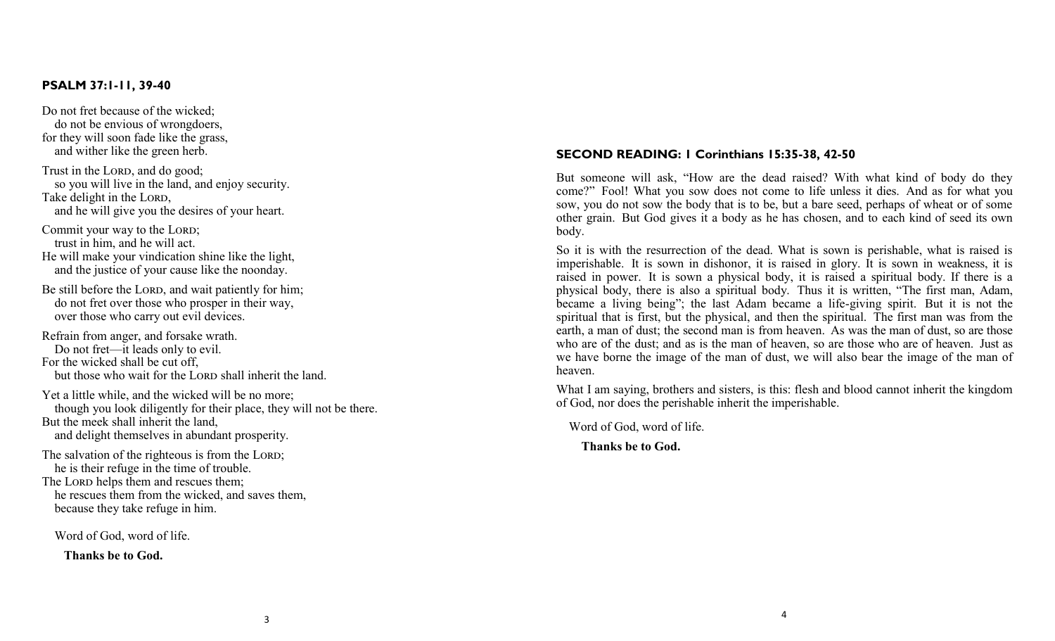## PSALM 37:1-11, 39-40

Do not fret because of the wicked;
  do not be envious of wrongdoers,
for they will soon fade like the grass,
  and wither like the green herb.

Trust in the LORD, and do good;
  so you will live in the land, and enjoy security.
Take delight in the LORD,
  and he will give you the desires of your heart.

Commit your way to the LORD;
  trust in him, and he will act.
He will make your vindication shine like the light,
  and the justice of your cause like the noonday.

Be still before the LORD, and wait patiently for him;
  do not fret over those who prosper in their way,
  over those who carry out evil devices.

Refrain from anger, and forsake wrath.
  Do not fret—it leads only to evil.
For the wicked shall be cut off,
  but those who wait for the LORD shall inherit the land.

Yet a little while, and the wicked will be no more;
  though you look diligently for their place, they will not be there.
But the meek shall inherit the land,
  and delight themselves in abundant prosperity.

The salvation of the righteous is from the LORD;
  he is their refuge in the time of trouble.
The LORD helps them and rescues them;
  he rescues them from the wicked, and saves them,
  because they take refuge in him.

Word of God, word of life.

**Thanks be to God.**

## SECOND READING: 1 Corinthians 15:35-38, 42-50

But someone will ask, "How are the dead raised? With what kind of body do they come?" Fool! What you sow does not come to life unless it dies. And as for what you sow, you do not sow the body that is to be, but a bare seed, perhaps of wheat or of some other grain. But God gives it a body as he has chosen, and to each kind of seed its own body.

So it is with the resurrection of the dead. What is sown is perishable, what is raised is imperishable. It is sown in dishonor, it is raised in glory. It is sown in weakness, it is raised in power. It is sown a physical body, it is raised a spiritual body. If there is a physical body, there is also a spiritual body. Thus it is written, "The first man, Adam, became a living being"; the last Adam became a life-giving spirit. But it is not the spiritual that is first, but the physical, and then the spiritual. The first man was from the earth, a man of dust; the second man is from heaven. As was the man of dust, so are those who are of the dust; and as is the man of heaven, so are those who are of heaven. Just as we have borne the image of the man of dust, we will also bear the image of the man of heaven.

What I am saying, brothers and sisters, is this: flesh and blood cannot inherit the kingdom of God, nor does the perishable inherit the imperishable.

Word of God, word of life.

**Thanks be to God.**